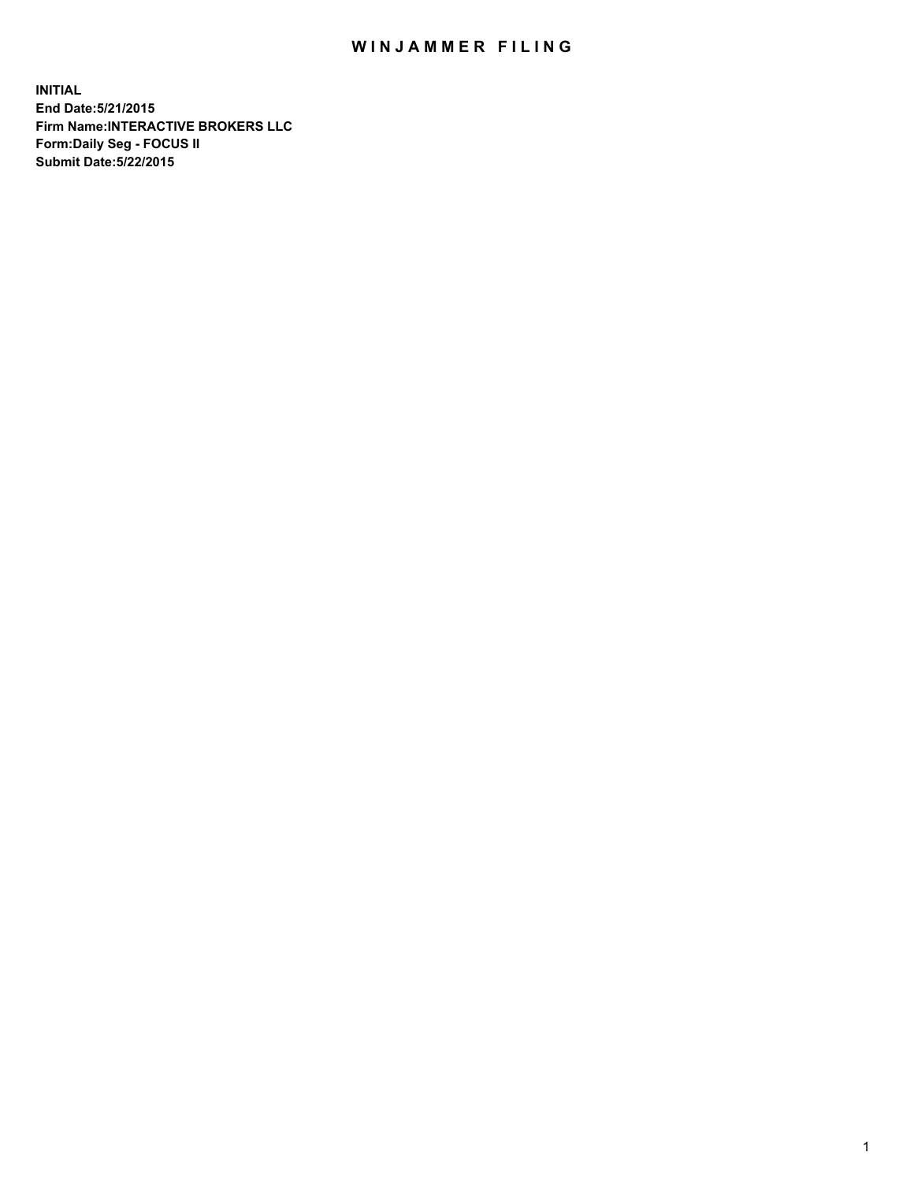# WINJAMMER FILING

**INITIAL**
**End Date:5/21/2015**
**Firm Name:INTERACTIVE BROKERS LLC**
**Form:Daily Seg - FOCUS II**
**Submit Date:5/22/2015**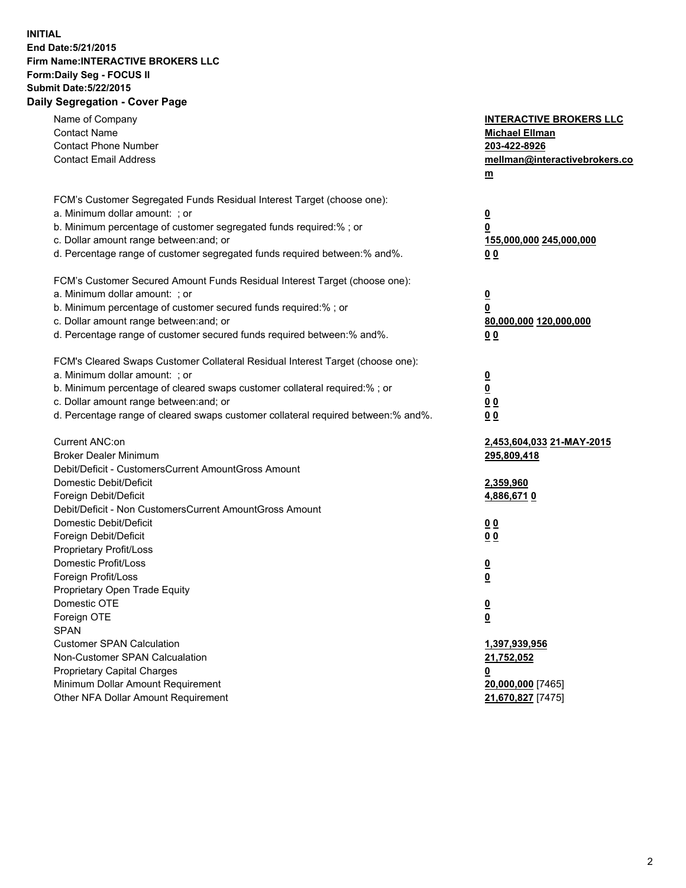**INITIAL**
**End Date:5/21/2015**
**Firm Name:INTERACTIVE BROKERS LLC**
**Form:Daily Seg - FOCUS II**
**Submit Date:5/22/2015**

## Daily Segregation - Cover Page

| | |
|---|---|
| Name of Company | **INTERACTIVE BROKERS LLC** |
| Contact Name | **Michael Ellman** |
| Contact Phone Number | **203-422-8926** |
| Contact Email Address | **mellman@interactivebrokers.com** |
| | |
| FCM's Customer Segregated Funds Residual Interest Target (choose one): | |
| a. Minimum dollar amount: ; or | **0** |
| b. Minimum percentage of customer segregated funds required:% ; or | **0** |
| c. Dollar amount range between:and; or | **155,000,000 245,000,000** |
| d. Percentage range of customer segregated funds required between:% and%. | **0 0** |
| | |
| FCM's Customer Secured Amount Funds Residual Interest Target (choose one): | |
| a. Minimum dollar amount: ; or | **0** |
| b. Minimum percentage of customer secured funds required:% ; or | **0** |
| c. Dollar amount range between:and; or | **80,000,000 120,000,000** |
| d. Percentage range of customer secured funds required between:% and%. | **0 0** |
| | |
| FCM's Cleared Swaps Customer Collateral Residual Interest Target (choose one): | |
| a. Minimum dollar amount: ; or | **0** |
| b. Minimum percentage of cleared swaps customer collateral required:% ; or | **0** |
| c. Dollar amount range between:and; or | **0 0** |
| d. Percentage range of cleared swaps customer collateral required between:% and%. | **0 0** |
| | |
| Current ANC:on | **2,453,604,033 21-MAY-2015** |
| Broker Dealer Minimum | **295,809,418** |
| Debit/Deficit - CustomersCurrent AmountGross Amount | |
| Domestic Debit/Deficit | **2,359,960** |
| Foreign Debit/Deficit | **4,886,671 0** |
| Debit/Deficit - Non CustomersCurrent AmountGross Amount | |
| Domestic Debit/Deficit | **0 0** |
| Foreign Debit/Deficit | **0 0** |
| Proprietary Profit/Loss | |
| Domestic Profit/Loss | **0** |
| Foreign Profit/Loss | **0** |
| Proprietary Open Trade Equity | |
| Domestic OTE | **0** |
| Foreign OTE | **0** |
| SPAN | |
| Customer SPAN Calculation | **1,397,939,956** |
| Non-Customer SPAN Calcualation | **21,752,052** |
| Proprietary Capital Charges | **0** |
| Minimum Dollar Amount Requirement | **20,000,000** [7465] |
| Other NFA Dollar Amount Requirement | **21,670,827** [7475] |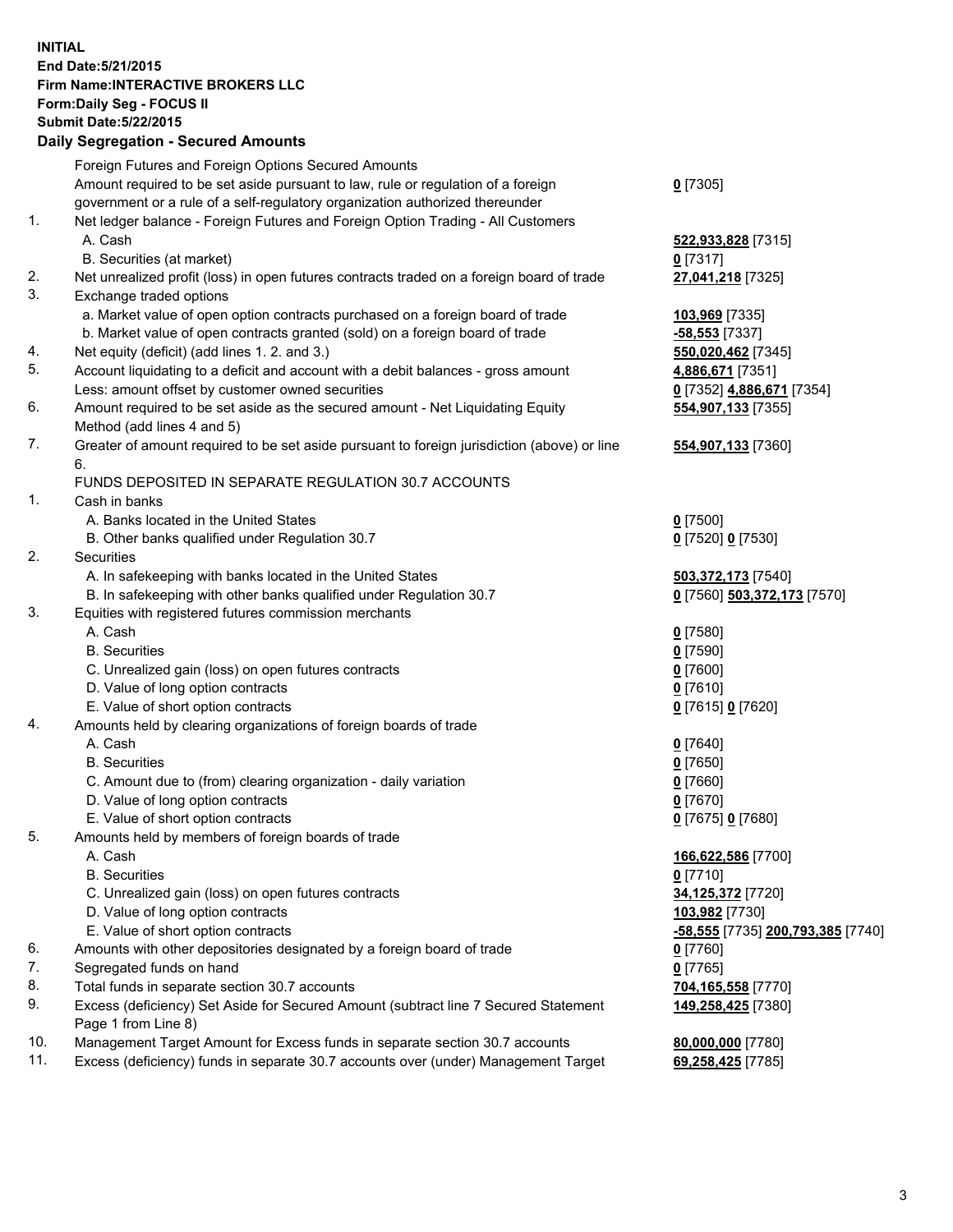**INITIAL**
**End Date:5/21/2015**
**Firm Name:INTERACTIVE BROKERS LLC**
**Form:Daily Seg - FOCUS II**
**Submit Date:5/22/2015**

**Daily Segregation - Secured Amounts**

| | | |
|---|---|---|
| | Foreign Futures and Foreign Options Secured Amounts | |
| | Amount required to be set aside pursuant to law, rule or regulation of a foreign government or a rule of a self-regulatory organization authorized thereunder | **0** [7305] |
| 1. | Net ledger balance - Foreign Futures and Foreign Option Trading - All Customers | |
| | A. Cash | **522,933,828** [7315] |
| | B. Securities (at market) | **0** [7317] |
| 2. | Net unrealized profit (loss) in open futures contracts traded on a foreign board of trade | **27,041,218** [7325] |
| 3. | Exchange traded options | |
| | a. Market value of open option contracts purchased on a foreign board of trade | **103,969** [7335] |
| | b. Market value of open contracts granted (sold) on a foreign board of trade | **-58,553** [7337] |
| 4. | Net equity (deficit) (add lines 1. 2. and 3.) | **550,020,462** [7345] |
| 5. | Account liquidating to a deficit and account with a debit balances - gross amount | **4,886,671** [7351] |
| | Less: amount offset by customer owned securities | **0** [7352] **4,886,671** [7354] |
| 6. | Amount required to be set aside as the secured amount - Net Liquidating Equity Method (add lines 4 and 5) | **554,907,133** [7355] |
| 7. | Greater of amount required to be set aside pursuant to foreign jurisdiction (above) or line 6. | **554,907,133** [7360] |
| | FUNDS DEPOSITED IN SEPARATE REGULATION 30.7 ACCOUNTS | |
| 1. | Cash in banks | |
| | A. Banks located in the United States | **0** [7500] |
| | B. Other banks qualified under Regulation 30.7 | **0** [7520] **0** [7530] |
| 2. | Securities | |
| | A. In safekeeping with banks located in the United States | **503,372,173** [7540] |
| | B. In safekeeping with other banks qualified under Regulation 30.7 | **0** [7560] **503,372,173** [7570] |
| 3. | Equities with registered futures commission merchants | |
| | A. Cash | **0** [7580] |
| | B. Securities | **0** [7590] |
| | C. Unrealized gain (loss) on open futures contracts | **0** [7600] |
| | D. Value of long option contracts | **0** [7610] |
| | E. Value of short option contracts | **0** [7615] **0** [7620] |
| 4. | Amounts held by clearing organizations of foreign boards of trade | |
| | A. Cash | **0** [7640] |
| | B. Securities | **0** [7650] |
| | C. Amount due to (from) clearing organization - daily variation | **0** [7660] |
| | D. Value of long option contracts | **0** [7670] |
| | E. Value of short option contracts | **0** [7675] **0** [7680] |
| 5. | Amounts held by members of foreign boards of trade | |
| | A. Cash | **166,622,586** [7700] |
| | B. Securities | **0** [7710] |
| | C. Unrealized gain (loss) on open futures contracts | **34,125,372** [7720] |
| | D. Value of long option contracts | **103,982** [7730] |
| | E. Value of short option contracts | **-58,555** [7735] **200,793,385** [7740] |
| 6. | Amounts with other depositories designated by a foreign board of trade | **0** [7760] |
| 7. | Segregated funds on hand | **0** [7765] |
| 8. | Total funds in separate section 30.7 accounts | **704,165,558** [7770] |
| 9. | Excess (deficiency) Set Aside for Secured Amount (subtract line 7 Secured Statement Page 1 from Line 8) | **149,258,425** [7380] |
| 10. | Management Target Amount for Excess funds in separate section 30.7 accounts | **80,000,000** [7780] |
| 11. | Excess (deficiency) funds in separate 30.7 accounts over (under) Management Target | **69,258,425** [7785] |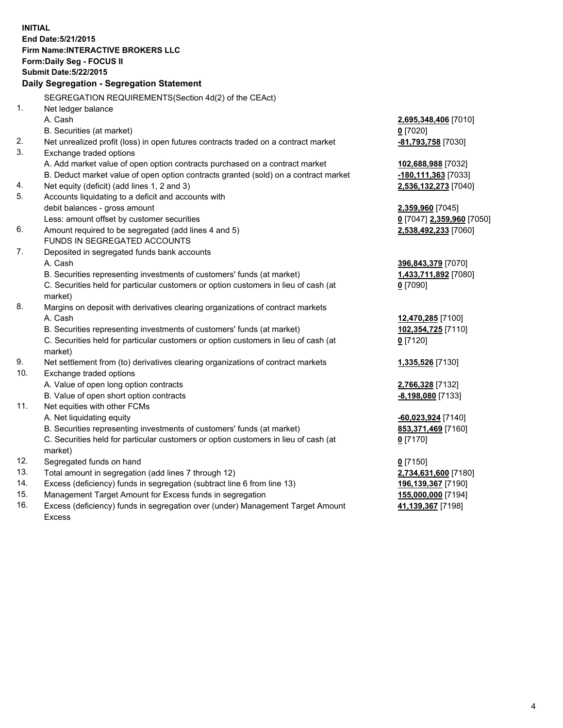**INITIAL**
**End Date:5/21/2015**
**Firm Name:INTERACTIVE BROKERS LLC**
**Form:Daily Seg - FOCUS II**
**Submit Date:5/22/2015**

### Daily Segregation - Segregation Statement

| | | |
|---|---|---|
| | SEGREGATION REQUIREMENTS(Section 4d(2) of the CEAct) | |
| 1. | Net ledger balance | |
| | A. Cash | **2,695,348,406** [7010] |
| | B. Securities (at market) | **0** [7020] |
| 2. | Net unrealized profit (loss) in open futures contracts traded on a contract market | **-81,793,758** [7030] |
| 3. | Exchange traded options | |
| | A. Add market value of open option contracts purchased on a contract market | **102,688,988** [7032] |
| | B. Deduct market value of open option contracts granted (sold) on a contract market | **-180,111,363** [7033] |
| 4. | Net equity (deficit) (add lines 1, 2 and 3) | **2,536,132,273** [7040] |
| 5. | Accounts liquidating to a deficit and accounts with debit balances - gross amount | **2,359,960** [7045] |
| | Less: amount offset by customer securities | **0** [7047] **2,359,960** [7050] |
| 6. | Amount required to be segregated (add lines 4 and 5) | **2,538,492,233** [7060] |
| | FUNDS IN SEGREGATED ACCOUNTS | |
| 7. | Deposited in segregated funds bank accounts | |
| | A. Cash | **396,843,379** [7070] |
| | B. Securities representing investments of customers' funds (at market) | **1,433,711,892** [7080] |
| | C. Securities held for particular customers or option customers in lieu of cash (at market) | **0** [7090] |
| 8. | Margins on deposit with derivatives clearing organizations of contract markets | |
| | A. Cash | **12,470,285** [7100] |
| | B. Securities representing investments of customers' funds (at market) | **102,354,725** [7110] |
| | C. Securities held for particular customers or option customers in lieu of cash (at market) | **0** [7120] |
| 9. | Net settlement from (to) derivatives clearing organizations of contract markets | **1,335,526** [7130] |
| 10. | Exchange traded options | |
| | A. Value of open long option contracts | **2,766,328** [7132] |
| | B. Value of open short option contracts | **-8,198,080** [7133] |
| 11. | Net equities with other FCMs | |
| | A. Net liquidating equity | **-60,023,924** [7140] |
| | B. Securities representing investments of customers' funds (at market) | **853,371,469** [7160] |
| | C. Securities held for particular customers or option customers in lieu of cash (at market) | **0** [7170] |
| 12. | Segregated funds on hand | **0** [7150] |
| 13. | Total amount in segregation (add lines 7 through 12) | **2,734,631,600** [7180] |
| 14. | Excess (deficiency) funds in segregation (subtract line 6 from line 13) | **196,139,367** [7190] |
| 15. | Management Target Amount for Excess funds in segregation | **155,000,000** [7194] |
| 16. | Excess (deficiency) funds in segregation over (under) Management Target Amount Excess | **41,139,367** [7198] |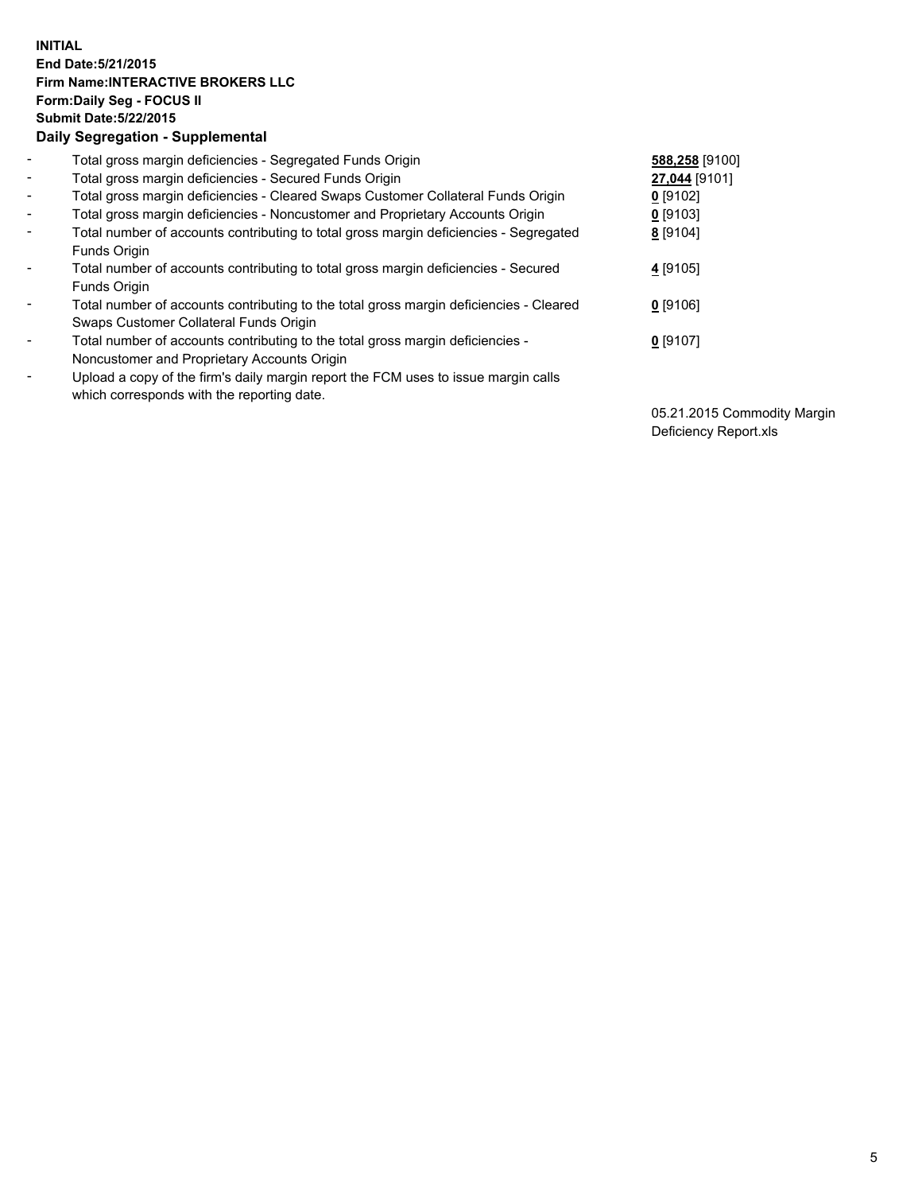**INITIAL**
**End Date:5/21/2015**
**Firm Name:INTERACTIVE BROKERS LLC**
**Form:Daily Seg - FOCUS II**
**Submit Date:5/22/2015**

**Daily Segregation - Supplemental**

| | | |
|---|---|---|
| - | Total gross margin deficiencies - Segregated Funds Origin | **588,258** [9100] |
| - | Total gross margin deficiencies - Secured Funds Origin | **27,044** [9101] |
| - | Total gross margin deficiencies - Cleared Swaps Customer Collateral Funds Origin | **0** [9102] |
| - | Total gross margin deficiencies - Noncustomer and Proprietary Accounts Origin | **0** [9103] |
| - | Total number of accounts contributing to total gross margin deficiencies - Segregated Funds Origin | **8** [9104] |
| - | Total number of accounts contributing to total gross margin deficiencies - Secured Funds Origin | **4** [9105] |
| - | Total number of accounts contributing to the total gross margin deficiencies - Cleared Swaps Customer Collateral Funds Origin | **0** [9106] |
| - | Total number of accounts contributing to the total gross margin deficiencies - Noncustomer and Proprietary Accounts Origin | **0** [9107] |
| - | Upload a copy of the firm's daily margin report the FCM uses to issue margin calls which corresponds with the reporting date. | 05.21.2015 Commodity Margin Deficiency Report.xls |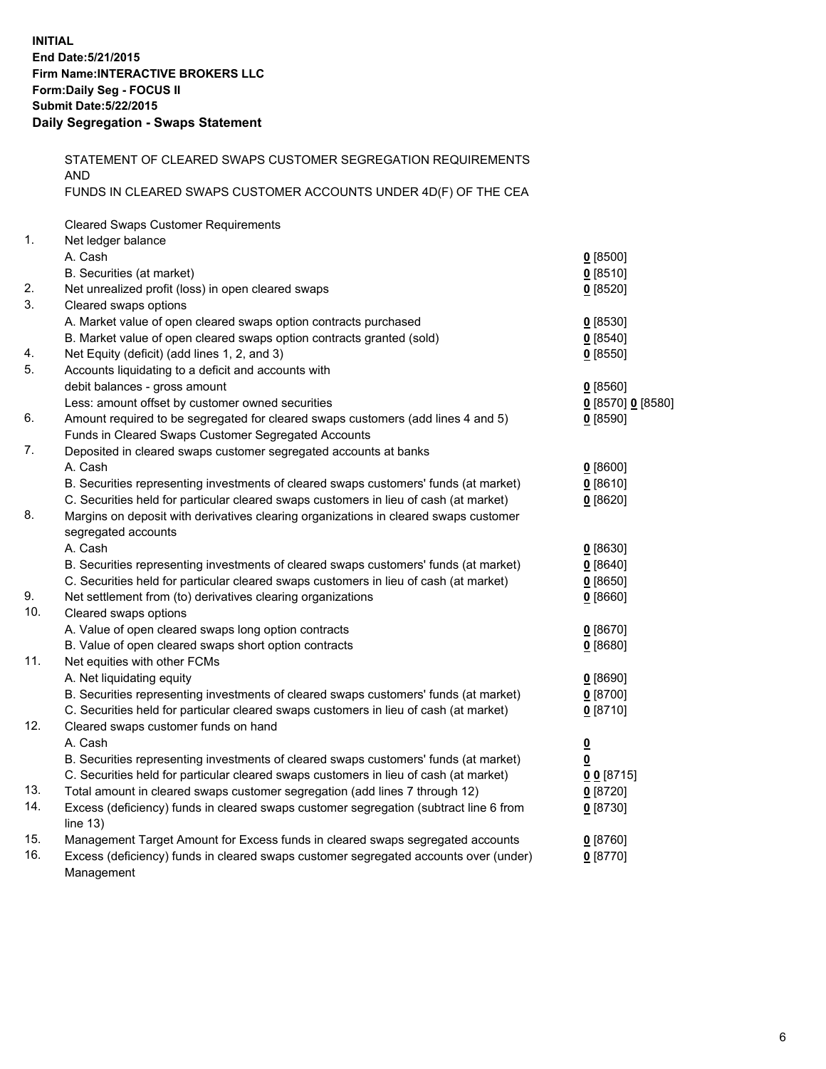**INITIAL**
**End Date:5/21/2015**
**Firm Name:INTERACTIVE BROKERS LLC**
**Form:Daily Seg - FOCUS II**
**Submit Date:5/22/2015**
**Daily Segregation - Swaps Statement**

STATEMENT OF CLEARED SWAPS CUSTOMER SEGREGATION REQUIREMENTS AND FUNDS IN CLEARED SWAPS CUSTOMER ACCOUNTS UNDER 4D(F) OF THE CEA

| | | |
|---|---|---|
| | Cleared Swaps Customer Requirements | |
| 1. | Net ledger balance | |
| | A. Cash | 0 [8500] |
| | B. Securities (at market) | 0 [8510] |
| 2. | Net unrealized profit (loss) in open cleared swaps | 0 [8520] |
| 3. | Cleared swaps options | |
| | A. Market value of open cleared swaps option contracts purchased | 0 [8530] |
| | B. Market value of open cleared swaps option contracts granted (sold) | 0 [8540] |
| 4. | Net Equity (deficit) (add lines 1, 2, and 3) | 0 [8550] |
| 5. | Accounts liquidating to a deficit and accounts with debit balances - gross amount | 0 [8560] |
| | Less: amount offset by customer owned securities | 0 [8570] 0 [8580] |
| 6. | Amount required to be segregated for cleared swaps customers (add lines 4 and 5) | 0 [8590] |
| | Funds in Cleared Swaps Customer Segregated Accounts | |
| 7. | Deposited in cleared swaps customer segregated accounts at banks | |
| | A. Cash | 0 [8600] |
| | B. Securities representing investments of cleared swaps customers' funds (at market) | 0 [8610] |
| | C. Securities held for particular cleared swaps customers in lieu of cash (at market) | 0 [8620] |
| 8. | Margins on deposit with derivatives clearing organizations in cleared swaps customer segregated accounts | |
| | A. Cash | 0 [8630] |
| | B. Securities representing investments of cleared swaps customers' funds (at market) | 0 [8640] |
| | C. Securities held for particular cleared swaps customers in lieu of cash (at market) | 0 [8650] |
| 9. | Net settlement from (to) derivatives clearing organizations | 0 [8660] |
| 10. | Cleared swaps options | |
| | A. Value of open cleared swaps long option contracts | 0 [8670] |
| | B. Value of open cleared swaps short option contracts | 0 [8680] |
| 11. | Net equities with other FCMs | |
| | A. Net liquidating equity | 0 [8690] |
| | B. Securities representing investments of cleared swaps customers' funds (at market) | 0 [8700] |
| | C. Securities held for particular cleared swaps customers in lieu of cash (at market) | 0 [8710] |
| 12. | Cleared swaps customer funds on hand | |
| | A. Cash | 0 |
| | B. Securities representing investments of cleared swaps customers' funds (at market) | 0 |
| | C. Securities held for particular cleared swaps customers in lieu of cash (at market) | 0 0 [8715] |
| 13. | Total amount in cleared swaps customer segregation (add lines 7 through 12) | 0 [8720] |
| 14. | Excess (deficiency) funds in cleared swaps customer segregation (subtract line 6 from line 13) | 0 [8730] |
| 15. | Management Target Amount for Excess funds in cleared swaps segregated accounts | 0 [8760] |
| 16. | Excess (deficiency) funds in cleared swaps customer segregated accounts over (under) Management | 0 [8770] |